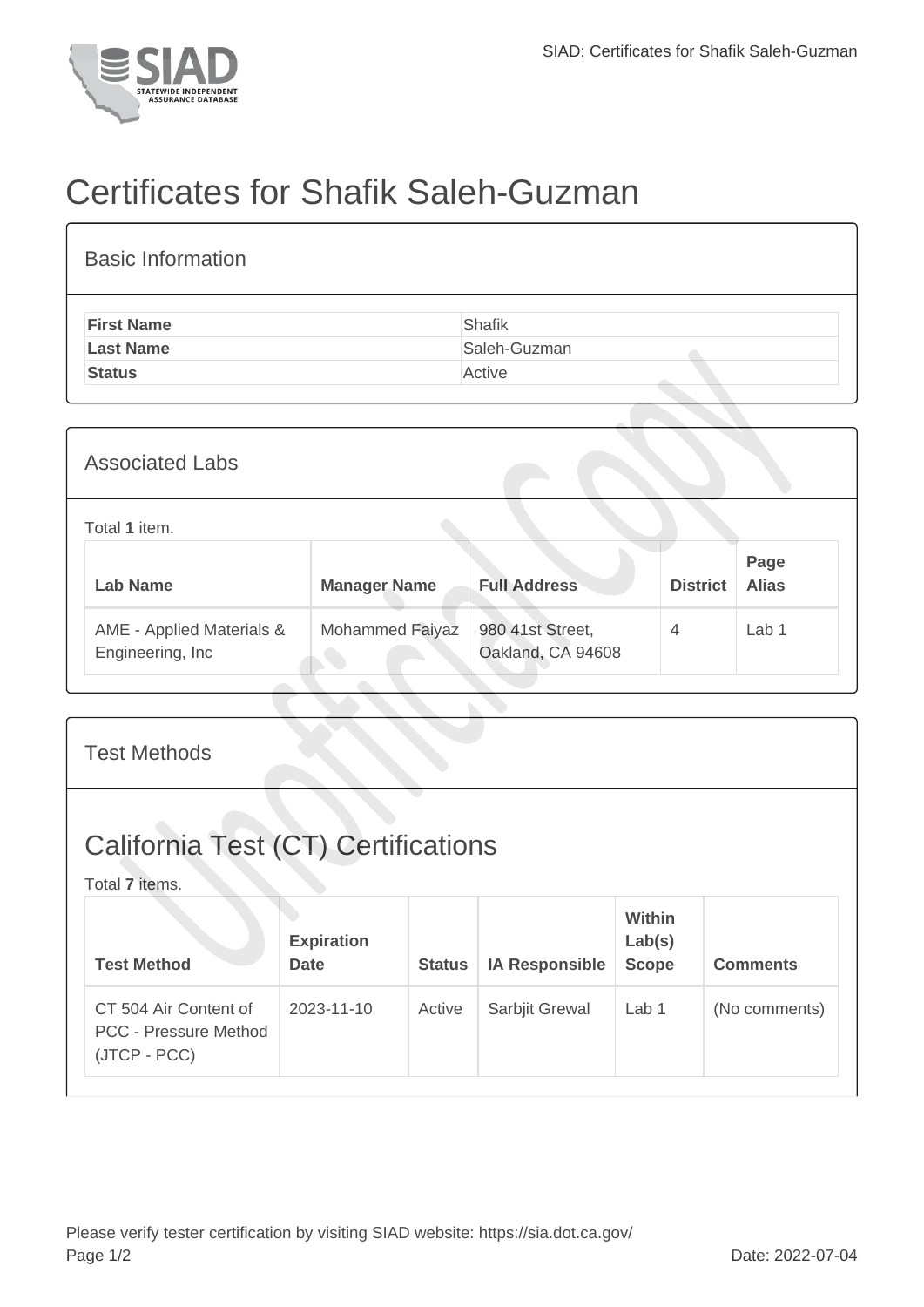# Certificates for Shafik Saleh-Guzman

## Basic Information

| | |
|---|---|
| **First Name** | Shafik |
| **Last Name** | Saleh-Guzman |
| **Status** | Active |

## Associated Labs

Total **1** item.

| Lab Name | Manager Name | Full Address | District | Page Alias |
|---|---|---|---|---|
| AME - Applied Materials & Engineering, Inc | Mohammed Faiyaz | 980 41st Street, Oakland, CA 94608 | 4 | Lab 1 |

## Test Methods

## California Test (CT) Certifications

Total **7** items.

| Test Method | Expiration Date | Status | IA Responsible | Within Lab(s) Scope | Comments |
|---|---|---|---|---|---|
| CT 504 Air Content of PCC - Pressure Method (JTCP - PCC) | 2023-11-10 | Active | Sarbjit Grewal | Lab 1 | (No comments) |

Please verify tester certification by visiting SIAD website: https://sia.dot.ca.gov/

Date: 2022-07-04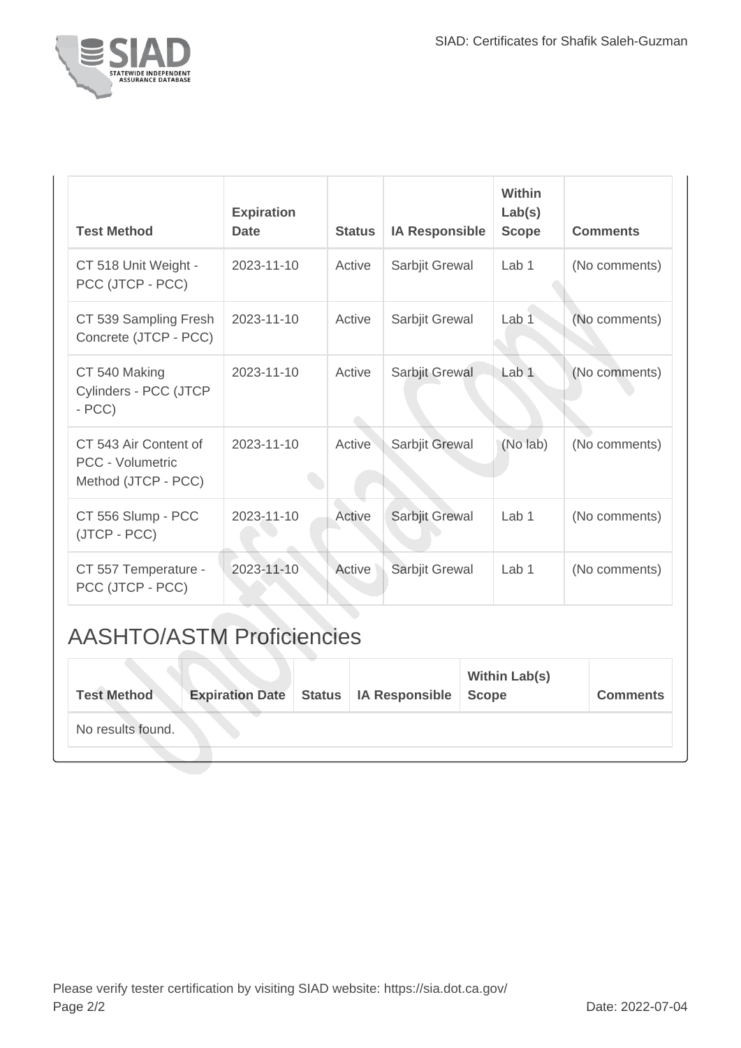| Test Method | Expiration Date | Status | IA Responsible | Within Lab(s) Scope | Comments |
|---|---|---|---|---|---|
| CT 518 Unit Weight - PCC (JTCP - PCC) | 2023-11-10 | Active | Sarbjit Grewal | Lab 1 | (No comments) |
| CT 539 Sampling Fresh Concrete (JTCP - PCC) | 2023-11-10 | Active | Sarbjit Grewal | Lab 1 | (No comments) |
| CT 540 Making Cylinders - PCC (JTCP - PCC) | 2023-11-10 | Active | Sarbjit Grewal | Lab 1 | (No comments) |
| CT 543 Air Content of PCC - Volumetric Method (JTCP - PCC) | 2023-11-10 | Active | Sarbjit Grewal | (No lab) | (No comments) |
| CT 556 Slump - PCC (JTCP - PCC) | 2023-11-10 | Active | Sarbjit Grewal | Lab 1 | (No comments) |
| CT 557 Temperature - PCC (JTCP - PCC) | 2023-11-10 | Active | Sarbjit Grewal | Lab 1 | (No comments) |

## AASHTO/ASTM Proficiencies

| Test Method | Expiration Date | Status | IA Responsible | Within Lab(s) Scope | Comments |
|---|---|---|---|---|---|
| No results found. | | | | | |

Please verify tester certification by visiting SIAD website: https://sia.dot.ca.gov/

Date: 2022-07-04